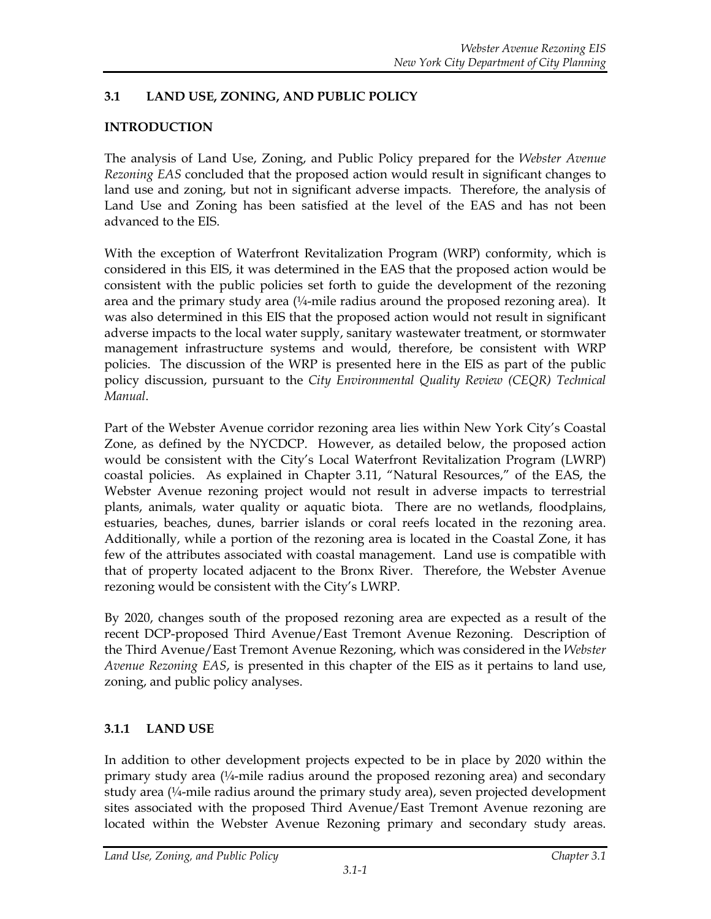## 3.1 LAND USE, ZONING, AND PUBLIC POLICY

### INTRODUCTION

The analysis of Land Use, Zoning, and Public Policy prepared for the *Webster Avenue Rezoning EAS* concluded that the proposed action would result in significant changes to land use and zoning, but not in significant adverse impacts. Therefore, the analysis of Land Use and Zoning has been satisfied at the level of the EAS and has not been advanced to the EIS.

With the exception of Waterfront Revitalization Program (WRP) conformity, which is considered in this EIS, it was determined in the EAS that the proposed action would be consistent with the public policies set forth to guide the development of the rezoning area and the primary study area (¼-mile radius around the proposed rezoning area). It was also determined in this EIS that the proposed action would not result in significant adverse impacts to the local water supply, sanitary wastewater treatment, or stormwater management infrastructure systems and would, therefore, be consistent with WRP policies. The discussion of the WRP is presented here in the EIS as part of the public policy discussion, pursuant to the *City Environmental Quality Review (CEQR) Technical Manual*.

Part of the Webster Avenue corridor rezoning area lies within New York City's Coastal Zone, as defined by the NYCDCP. However, as detailed below, the proposed action would be consistent with the City's Local Waterfront Revitalization Program (LWRP) coastal policies. As explained in Chapter 3.11, "Natural Resources," of the EAS, the Webster Avenue rezoning project would not result in adverse impacts to terrestrial plants, animals, water quality or aquatic biota. There are no wetlands, floodplains, estuaries, beaches, dunes, barrier islands or coral reefs located in the rezoning area. Additionally, while a portion of the rezoning area is located in the Coastal Zone, it has few of the attributes associated with coastal management. Land use is compatible with that of property located adjacent to the Bronx River. Therefore, the Webster Avenue rezoning would be consistent with the City's LWRP.

By 2020, changes south of the proposed rezoning area are expected as a result of the recent DCP-proposed Third Avenue/East Tremont Avenue Rezoning. Description of the Third Avenue/East Tremont Avenue Rezoning, which was considered in the *Webster Avenue Rezoning EAS*, is presented in this chapter of the EIS as it pertains to land use, zoning, and public policy analyses.

### 3.1.1 LAND USE

In addition to other development projects expected to be in place by 2020 within the primary study area (¼-mile radius around the proposed rezoning area) and secondary study area (¼-mile radius around the primary study area), seven projected development sites associated with the proposed Third Avenue/East Tremont Avenue rezoning are located within the Webster Avenue Rezoning primary and secondary study areas.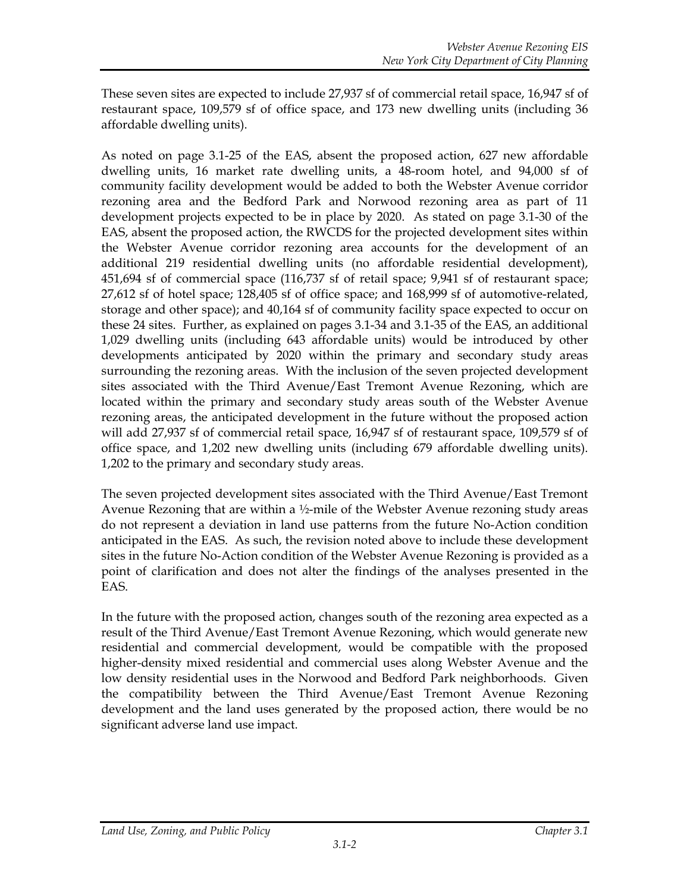These seven sites are expected to include 27,937 sf of commercial retail space, 16,947 sf of restaurant space, 109,579 sf of office space, and 173 new dwelling units (including 36 affordable dwelling units).

As noted on page 3.1-25 of the EAS, absent the proposed action, 627 new affordable dwelling units, 16 market rate dwelling units, a 48-room hotel, and 94,000 sf of community facility development would be added to both the Webster Avenue corridor rezoning area and the Bedford Park and Norwood rezoning area as part of 11 development projects expected to be in place by 2020. As stated on page 3.1-30 of the EAS, absent the proposed action, the RWCDS for the projected development sites within the Webster Avenue corridor rezoning area accounts for the development of an additional 219 residential dwelling units (no affordable residential development), 451,694 sf of commercial space (116,737 sf of retail space; 9,941 sf of restaurant space; 27,612 sf of hotel space; 128,405 sf of office space; and 168,999 sf of automotive-related, storage and other space); and 40,164 sf of community facility space expected to occur on these 24 sites. Further, as explained on pages 3.1-34 and 3.1-35 of the EAS, an additional 1,029 dwelling units (including 643 affordable units) would be introduced by other developments anticipated by 2020 within the primary and secondary study areas surrounding the rezoning areas. With the inclusion of the seven projected development sites associated with the Third Avenue/East Tremont Avenue Rezoning, which are located within the primary and secondary study areas south of the Webster Avenue rezoning areas, the anticipated development in the future without the proposed action will add 27,937 sf of commercial retail space, 16,947 sf of restaurant space, 109,579 sf of office space, and 1,202 new dwelling units (including 679 affordable dwelling units). 1,202 to the primary and secondary study areas.

The seven projected development sites associated with the Third Avenue/East Tremont Avenue Rezoning that are within a ½-mile of the Webster Avenue rezoning study areas do not represent a deviation in land use patterns from the future No-Action condition anticipated in the EAS. As such, the revision noted above to include these development sites in the future No-Action condition of the Webster Avenue Rezoning is provided as a point of clarification and does not alter the findings of the analyses presented in the EAS.

In the future with the proposed action, changes south of the rezoning area expected as a result of the Third Avenue/East Tremont Avenue Rezoning, which would generate new residential and commercial development, would be compatible with the proposed higher-density mixed residential and commercial uses along Webster Avenue and the low density residential uses in the Norwood and Bedford Park neighborhoods. Given the compatibility between the Third Avenue/East Tremont Avenue Rezoning development and the land uses generated by the proposed action, there would be no significant adverse land use impact.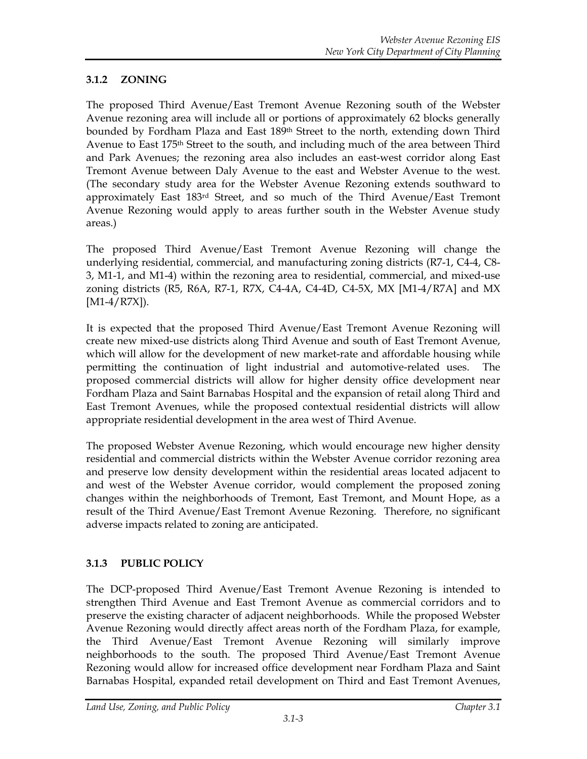### 3.1.2 ZONING

The proposed Third Avenue/East Tremont Avenue Rezoning south of the Webster Avenue rezoning area will include all or portions of approximately 62 blocks generally bounded by Fordham Plaza and East 189th Street to the north, extending down Third Avenue to East 175th Street to the south, and including much of the area between Third and Park Avenues; the rezoning area also includes an east-west corridor along East Tremont Avenue between Daly Avenue to the east and Webster Avenue to the west. (The secondary study area for the Webster Avenue Rezoning extends southward to approximately East 183rd Street, and so much of the Third Avenue/East Tremont Avenue Rezoning would apply to areas further south in the Webster Avenue study areas.)

The proposed Third Avenue/East Tremont Avenue Rezoning will change the underlying residential, commercial, and manufacturing zoning districts (R7-1, C4-4, C8-3, M1-1, and M1-4) within the rezoning area to residential, commercial, and mixed-use zoning districts (R5, R6A, R7-1, R7X, C4-4A, C4-4D, C4-5X, MX [M1-4/R7A] and MX [M1-4/R7X]).

It is expected that the proposed Third Avenue/East Tremont Avenue Rezoning will create new mixed-use districts along Third Avenue and south of East Tremont Avenue, which will allow for the development of new market-rate and affordable housing while permitting the continuation of light industrial and automotive-related uses. The proposed commercial districts will allow for higher density office development near Fordham Plaza and Saint Barnabas Hospital and the expansion of retail along Third and East Tremont Avenues, while the proposed contextual residential districts will allow appropriate residential development in the area west of Third Avenue.

The proposed Webster Avenue Rezoning, which would encourage new higher density residential and commercial districts within the Webster Avenue corridor rezoning area and preserve low density development within the residential areas located adjacent to and west of the Webster Avenue corridor, would complement the proposed zoning changes within the neighborhoods of Tremont, East Tremont, and Mount Hope, as a result of the Third Avenue/East Tremont Avenue Rezoning. Therefore, no significant adverse impacts related to zoning are anticipated.

### 3.1.3 PUBLIC POLICY

The DCP-proposed Third Avenue/East Tremont Avenue Rezoning is intended to strengthen Third Avenue and East Tremont Avenue as commercial corridors and to preserve the existing character of adjacent neighborhoods. While the proposed Webster Avenue Rezoning would directly affect areas north of the Fordham Plaza, for example, the Third Avenue/East Tremont Avenue Rezoning will similarly improve neighborhoods to the south. The proposed Third Avenue/East Tremont Avenue Rezoning would allow for increased office development near Fordham Plaza and Saint Barnabas Hospital, expanded retail development on Third and East Tremont Avenues,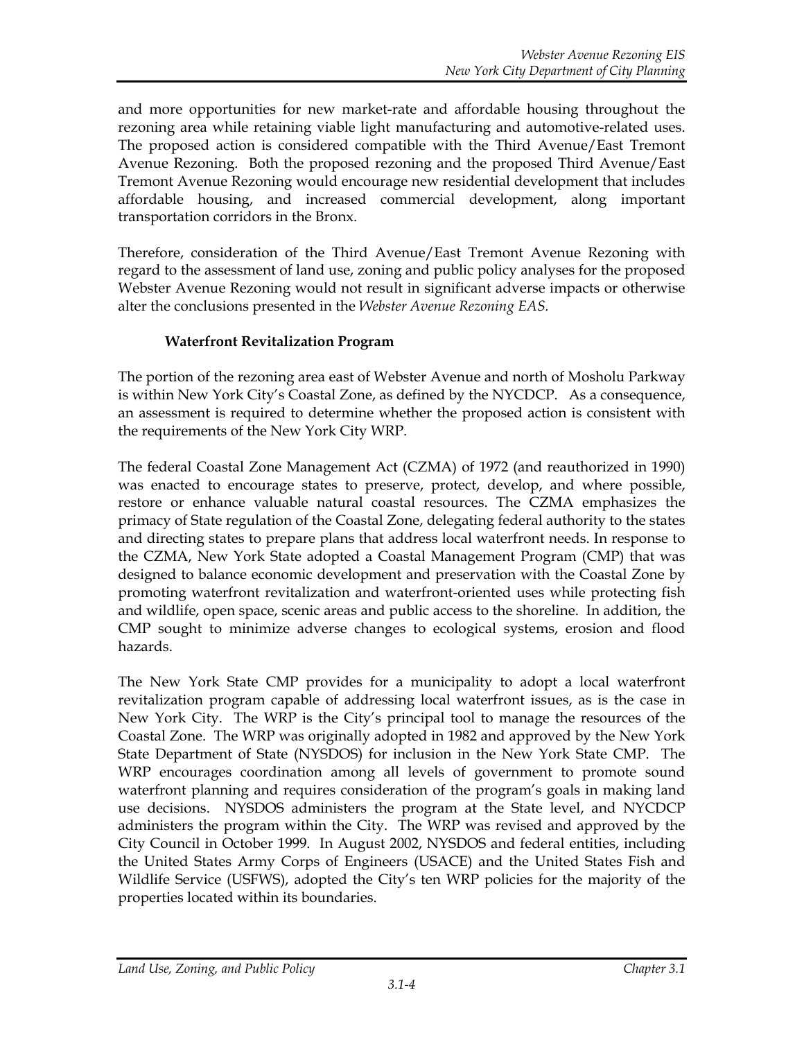and more opportunities for new market-rate and affordable housing throughout the rezoning area while retaining viable light manufacturing and automotive-related uses. The proposed action is considered compatible with the Third Avenue/East Tremont Avenue Rezoning. Both the proposed rezoning and the proposed Third Avenue/East Tremont Avenue Rezoning would encourage new residential development that includes affordable housing, and increased commercial development, along important transportation corridors in the Bronx.

Therefore, consideration of the Third Avenue/East Tremont Avenue Rezoning with regard to the assessment of land use, zoning and public policy analyses for the proposed Webster Avenue Rezoning would not result in significant adverse impacts or otherwise alter the conclusions presented in the *Webster Avenue Rezoning EAS.*

### Waterfront Revitalization Program

The portion of the rezoning area east of Webster Avenue and north of Mosholu Parkway is within New York City's Coastal Zone, as defined by the NYCDCP. As a consequence, an assessment is required to determine whether the proposed action is consistent with the requirements of the New York City WRP.

The federal Coastal Zone Management Act (CZMA) of 1972 (and reauthorized in 1990) was enacted to encourage states to preserve, protect, develop, and where possible, restore or enhance valuable natural coastal resources. The CZMA emphasizes the primacy of State regulation of the Coastal Zone, delegating federal authority to the states and directing states to prepare plans that address local waterfront needs. In response to the CZMA, New York State adopted a Coastal Management Program (CMP) that was designed to balance economic development and preservation with the Coastal Zone by promoting waterfront revitalization and waterfront-oriented uses while protecting fish and wildlife, open space, scenic areas and public access to the shoreline. In addition, the CMP sought to minimize adverse changes to ecological systems, erosion and flood hazards.

The New York State CMP provides for a municipality to adopt a local waterfront revitalization program capable of addressing local waterfront issues, as is the case in New York City. The WRP is the City's principal tool to manage the resources of the Coastal Zone. The WRP was originally adopted in 1982 and approved by the New York State Department of State (NYSDOS) for inclusion in the New York State CMP. The WRP encourages coordination among all levels of government to promote sound waterfront planning and requires consideration of the program's goals in making land use decisions. NYSDOS administers the program at the State level, and NYCDCP administers the program within the City. The WRP was revised and approved by the City Council in October 1999. In August 2002, NYSDOS and federal entities, including the United States Army Corps of Engineers (USACE) and the United States Fish and Wildlife Service (USFWS), adopted the City's ten WRP policies for the majority of the properties located within its boundaries.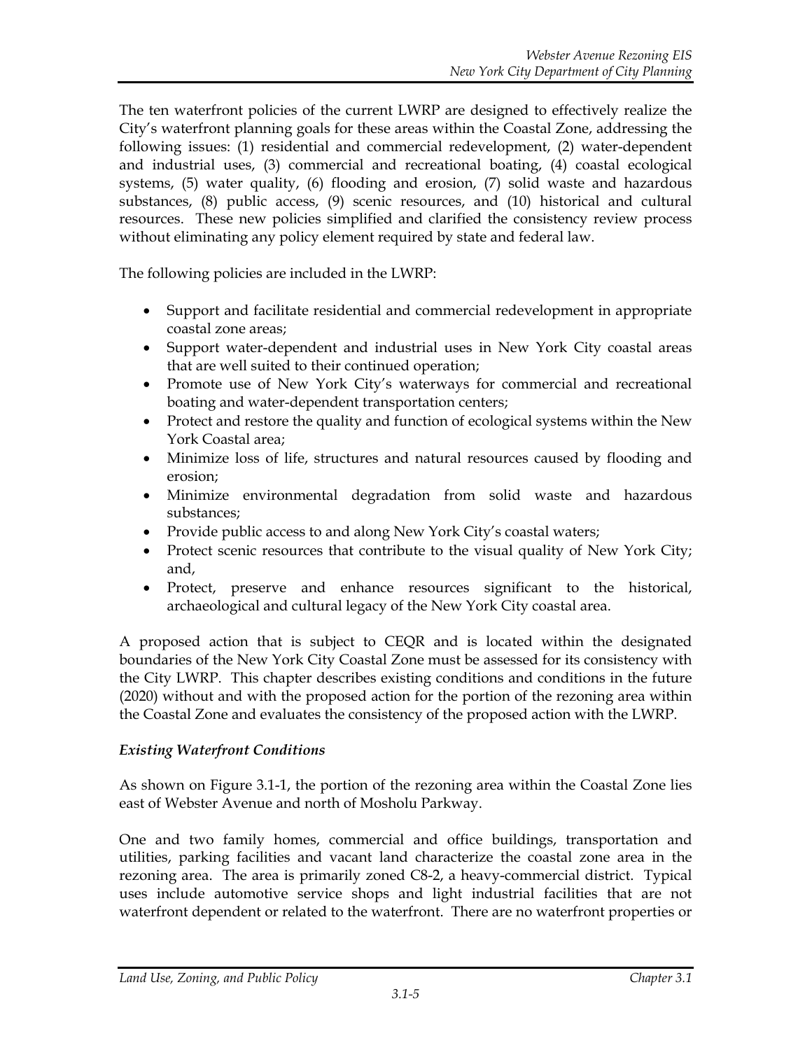The ten waterfront policies of the current LWRP are designed to effectively realize the City's waterfront planning goals for these areas within the Coastal Zone, addressing the following issues: (1) residential and commercial redevelopment, (2) water-dependent and industrial uses, (3) commercial and recreational boating, (4) coastal ecological systems, (5) water quality, (6) flooding and erosion, (7) solid waste and hazardous substances, (8) public access, (9) scenic resources, and (10) historical and cultural resources. These new policies simplified and clarified the consistency review process without eliminating any policy element required by state and federal law.

The following policies are included in the LWRP:

- Support and facilitate residential and commercial redevelopment in appropriate coastal zone areas;
- Support water-dependent and industrial uses in New York City coastal areas that are well suited to their continued operation;
- Promote use of New York City's waterways for commercial and recreational boating and water-dependent transportation centers;
- Protect and restore the quality and function of ecological systems within the New York Coastal area;
- Minimize loss of life, structures and natural resources caused by flooding and erosion;
- Minimize environmental degradation from solid waste and hazardous substances;
- Provide public access to and along New York City's coastal waters;
- Protect scenic resources that contribute to the visual quality of New York City; and,
- Protect, preserve and enhance resources significant to the historical, archaeological and cultural legacy of the New York City coastal area.

A proposed action that is subject to CEQR and is located within the designated boundaries of the New York City Coastal Zone must be assessed for its consistency with the City LWRP. This chapter describes existing conditions and conditions in the future (2020) without and with the proposed action for the portion of the rezoning area within the Coastal Zone and evaluates the consistency of the proposed action with the LWRP.

*Existing Waterfront Conditions*

As shown on Figure 3.1-1, the portion of the rezoning area within the Coastal Zone lies east of Webster Avenue and north of Mosholu Parkway.

One and two family homes, commercial and office buildings, transportation and utilities, parking facilities and vacant land characterize the coastal zone area in the rezoning area. The area is primarily zoned C8-2, a heavy-commercial district. Typical uses include automotive service shops and light industrial facilities that are not waterfront dependent or related to the waterfront. There are no waterfront properties or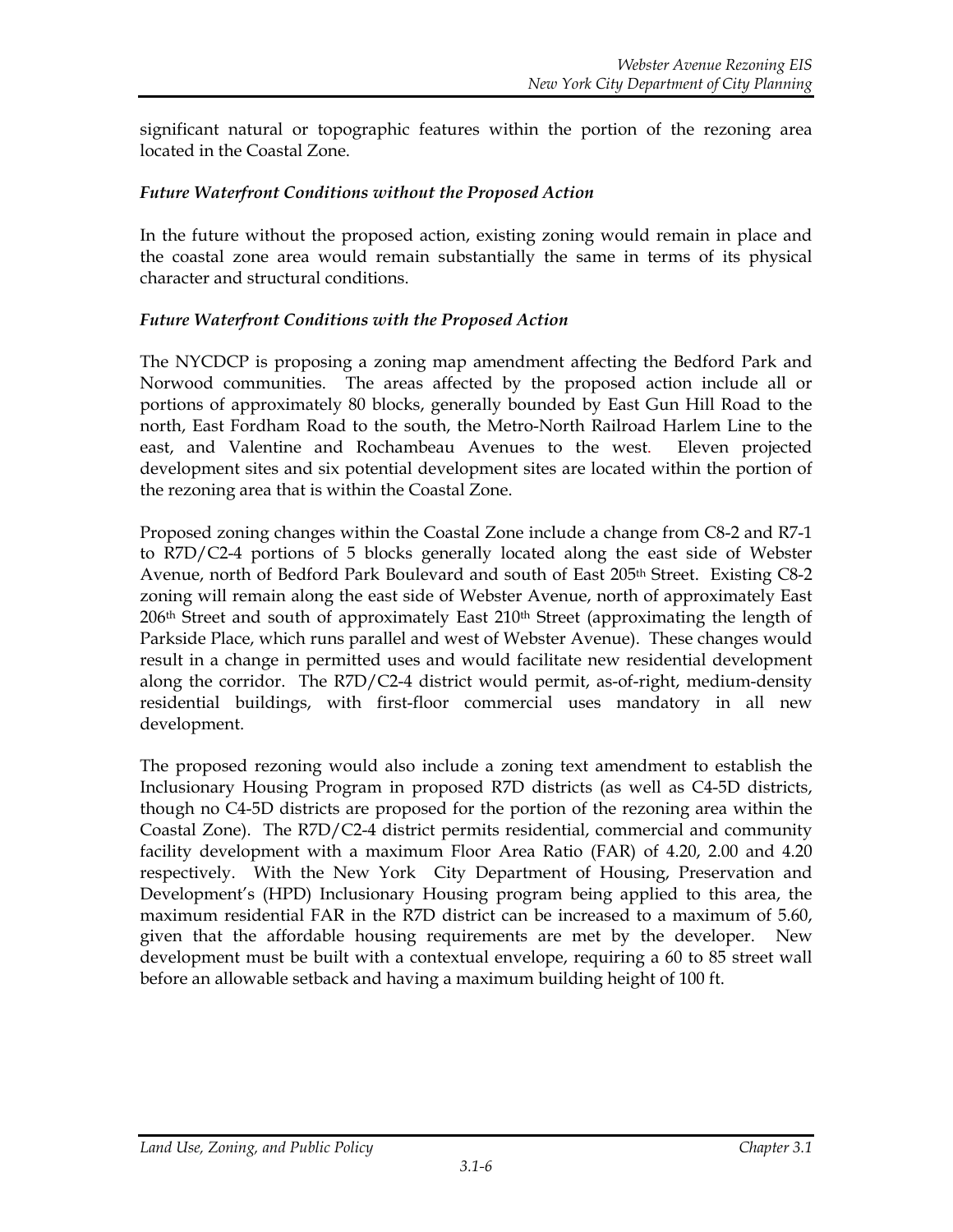significant natural or topographic features within the portion of the rezoning area located in the Coastal Zone.

### *Future Waterfront Conditions without the Proposed Action*

In the future without the proposed action, existing zoning would remain in place and the coastal zone area would remain substantially the same in terms of its physical character and structural conditions.

### *Future Waterfront Conditions with the Proposed Action*

The NYCDCP is proposing a zoning map amendment affecting the Bedford Park and Norwood communities. The areas affected by the proposed action include all or portions of approximately 80 blocks, generally bounded by East Gun Hill Road to the north, East Fordham Road to the south, the Metro-North Railroad Harlem Line to the east, and Valentine and Rochambeau Avenues to the west. Eleven projected development sites and six potential development sites are located within the portion of the rezoning area that is within the Coastal Zone.

Proposed zoning changes within the Coastal Zone include a change from C8-2 and R7-1 to R7D/C2-4 portions of 5 blocks generally located along the east side of Webster Avenue, north of Bedford Park Boulevard and south of East 205th Street. Existing C8-2 zoning will remain along the east side of Webster Avenue, north of approximately East 206th Street and south of approximately East 210th Street (approximating the length of Parkside Place, which runs parallel and west of Webster Avenue). These changes would result in a change in permitted uses and would facilitate new residential development along the corridor. The R7D/C2-4 district would permit, as-of-right, medium-density residential buildings, with first-floor commercial uses mandatory in all new development.

The proposed rezoning would also include a zoning text amendment to establish the Inclusionary Housing Program in proposed R7D districts (as well as C4-5D districts, though no C4-5D districts are proposed for the portion of the rezoning area within the Coastal Zone). The R7D/C2-4 district permits residential, commercial and community facility development with a maximum Floor Area Ratio (FAR) of 4.20, 2.00 and 4.20 respectively. With the New York City Department of Housing, Preservation and Development's (HPD) Inclusionary Housing program being applied to this area, the maximum residential FAR in the R7D district can be increased to a maximum of 5.60, given that the affordable housing requirements are met by the developer. New development must be built with a contextual envelope, requiring a 60 to 85 street wall before an allowable setback and having a maximum building height of 100 ft.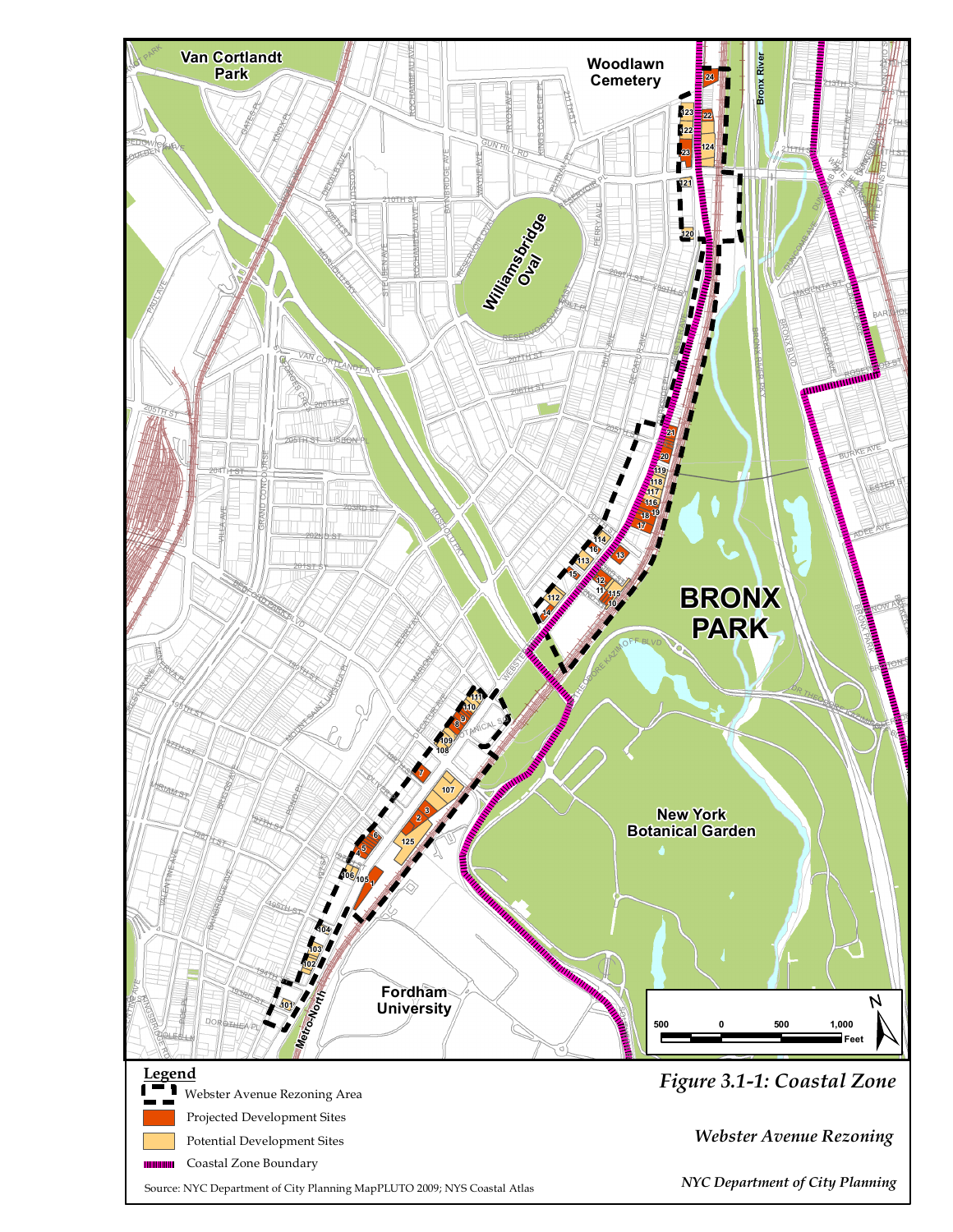**Legend**

- Webster Avenue Rezoning Area
- Projected Development Sites
- Potential Development Sites
- Coastal Zone Boundary

Source: NYC Department of City Planning MapPLUTO 2009; NYS Coastal Atlas

*Figure 3.1-1: Coastal Zone*

*Webster Avenue Rezoning*

*NYC Department of City Planning*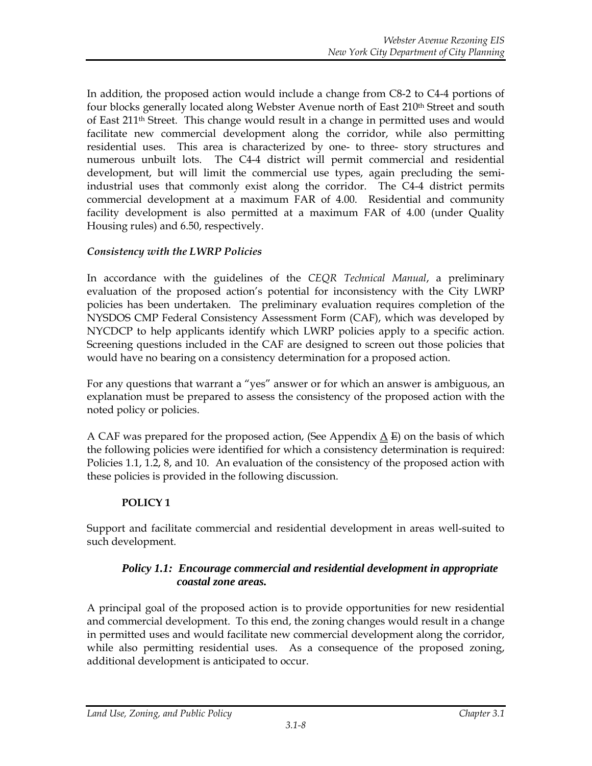In addition, the proposed action would include a change from C8-2 to C4-4 portions of four blocks generally located along Webster Avenue north of East 210th Street and south of East 211th Street. This change would result in a change in permitted uses and would facilitate new commercial development along the corridor, while also permitting residential uses. This area is characterized by one- to three- story structures and numerous unbuilt lots. The C4-4 district will permit commercial and residential development, but will limit the commercial use types, again precluding the semi-industrial uses that commonly exist along the corridor. The C4-4 district permits commercial development at a maximum FAR of 4.00. Residential and community facility development is also permitted at a maximum FAR of 4.00 (under Quality Housing rules) and 6.50, respectively.

### *Consistency with the LWRP Policies*

In accordance with the guidelines of the *CEQR Technical Manual*, a preliminary evaluation of the proposed action's potential for inconsistency with the City LWRP policies has been undertaken. The preliminary evaluation requires completion of the NYSDOS CMP Federal Consistency Assessment Form (CAF), which was developed by NYCDCP to help applicants identify which LWRP policies apply to a specific action. Screening questions included in the CAF are designed to screen out those policies that would have no bearing on a consistency determination for a proposed action.

For any questions that warrant a "yes" answer or for which an answer is ambiguous, an explanation must be prepared to assess the consistency of the proposed action with the noted policy or policies.

A CAF was prepared for the proposed action, (See Appendix A ~~E~~) on the basis of which the following policies were identified for which a consistency determination is required: Policies 1.1, 1.2, 8, and 10. An evaluation of the consistency of the proposed action with these policies is provided in the following discussion.

**POLICY 1**

Support and facilitate commercial and residential development in areas well-suited to such development.

***Policy 1.1: Encourage commercial and residential development in appropriate coastal zone areas.***

A principal goal of the proposed action is to provide opportunities for new residential and commercial development. To this end, the zoning changes would result in a change in permitted uses and would facilitate new commercial development along the corridor, while also permitting residential uses. As a consequence of the proposed zoning, additional development is anticipated to occur.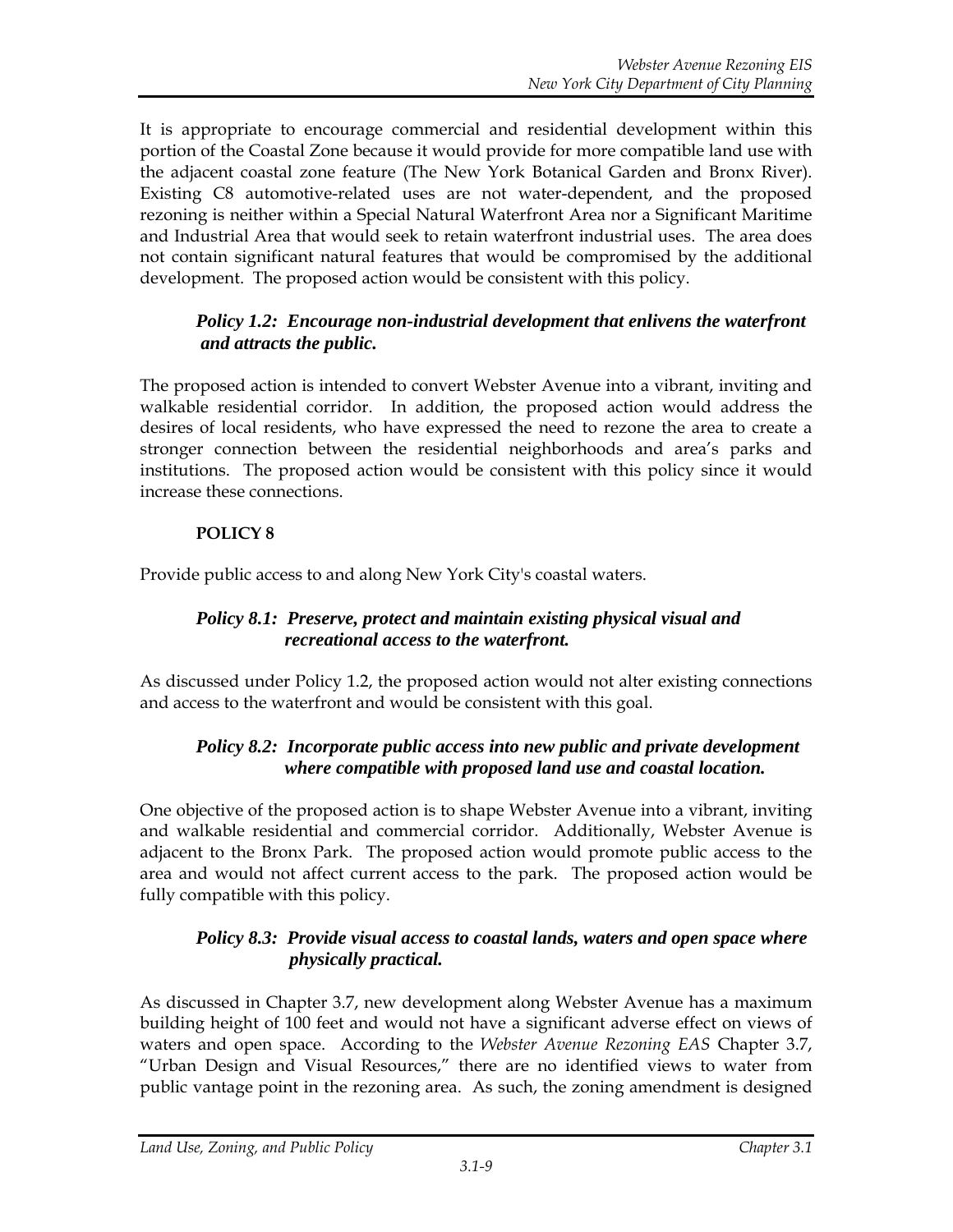It is appropriate to encourage commercial and residential development within this portion of the Coastal Zone because it would provide for more compatible land use with the adjacent coastal zone feature (The New York Botanical Garden and Bronx River). Existing C8 automotive-related uses are not water-dependent, and the proposed rezoning is neither within a Special Natural Waterfront Area nor a Significant Maritime and Industrial Area that would seek to retain waterfront industrial uses. The area does not contain significant natural features that would be compromised by the additional development. The proposed action would be consistent with this policy.

***Policy 1.2: Encourage non-industrial development that enlivens the waterfront and attracts the public.***

The proposed action is intended to convert Webster Avenue into a vibrant, inviting and walkable residential corridor. In addition, the proposed action would address the desires of local residents, who have expressed the need to rezone the area to create a stronger connection between the residential neighborhoods and area's parks and institutions. The proposed action would be consistent with this policy since it would increase these connections.

**POLICY 8**

Provide public access to and along New York City's coastal waters.

***Policy 8.1: Preserve, protect and maintain existing physical visual and recreational access to the waterfront.***

As discussed under Policy 1.2, the proposed action would not alter existing connections and access to the waterfront and would be consistent with this goal.

***Policy 8.2: Incorporate public access into new public and private development where compatible with proposed land use and coastal location.***

One objective of the proposed action is to shape Webster Avenue into a vibrant, inviting and walkable residential and commercial corridor. Additionally, Webster Avenue is adjacent to the Bronx Park. The proposed action would promote public access to the area and would not affect current access to the park. The proposed action would be fully compatible with this policy.

***Policy 8.3: Provide visual access to coastal lands, waters and open space where physically practical.***

As discussed in Chapter 3.7, new development along Webster Avenue has a maximum building height of 100 feet and would not have a significant adverse effect on views of waters and open space. According to the *Webster Avenue Rezoning EAS* Chapter 3.7, "Urban Design and Visual Resources," there are no identified views to water from public vantage point in the rezoning area. As such, the zoning amendment is designed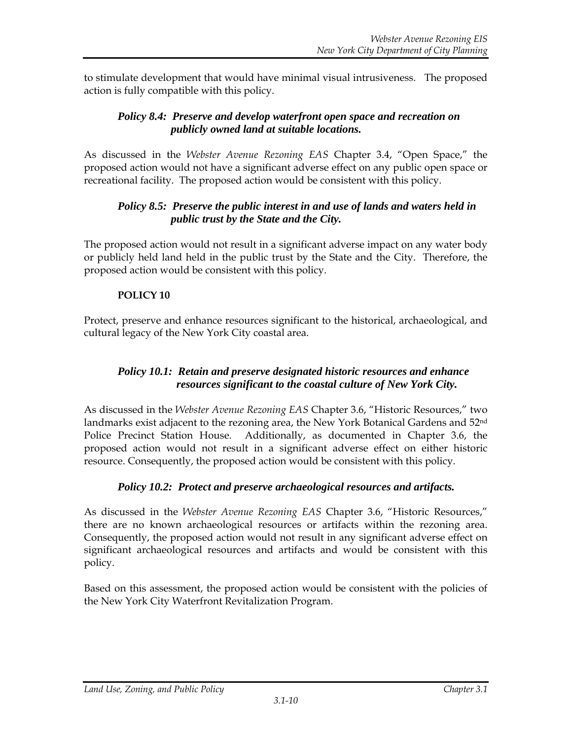to stimulate development that would have minimal visual intrusiveness. The proposed action is fully compatible with this policy.

### *Policy 8.4: Preserve and develop waterfront open space and recreation on publicly owned land at suitable locations.*

As discussed in the *Webster Avenue Rezoning EAS* Chapter 3.4, "Open Space," the proposed action would not have a significant adverse effect on any public open space or recreational facility. The proposed action would be consistent with this policy.

### *Policy 8.5: Preserve the public interest in and use of lands and waters held in public trust by the State and the City.*

The proposed action would not result in a significant adverse impact on any water body or publicly held land held in the public trust by the State and the City. Therefore, the proposed action would be consistent with this policy.

### **POLICY 10**

Protect, preserve and enhance resources significant to the historical, archaeological, and cultural legacy of the New York City coastal area.

### *Policy 10.1: Retain and preserve designated historic resources and enhance resources significant to the coastal culture of New York City.*

As discussed in the *Webster Avenue Rezoning EAS* Chapter 3.6, "Historic Resources," two landmarks exist adjacent to the rezoning area, the New York Botanical Gardens and 52nd Police Precinct Station House. Additionally, as documented in Chapter 3.6, the proposed action would not result in a significant adverse effect on either historic resource. Consequently, the proposed action would be consistent with this policy.

### *Policy 10.2: Protect and preserve archaeological resources and artifacts.*

As discussed in the *Webster Avenue Rezoning EAS* Chapter 3.6, "Historic Resources," there are no known archaeological resources or artifacts within the rezoning area. Consequently, the proposed action would not result in any significant adverse effect on significant archaeological resources and artifacts and would be consistent with this policy.

Based on this assessment, the proposed action would be consistent with the policies of the New York City Waterfront Revitalization Program.